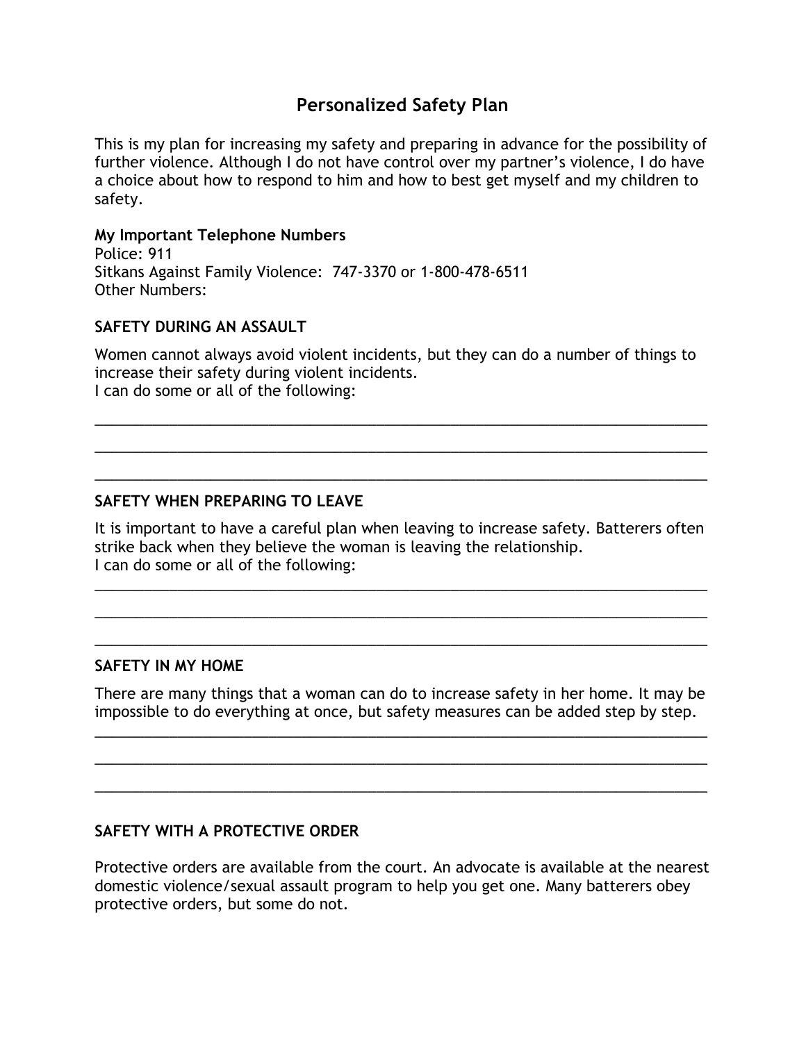# Personalized Safety Plan

This is my plan for increasing my safety and preparing in advance for the possibility of further violence. Although I do not have control over my partner's violence, I do have a choice about how to respond to him and how to best get myself and my children to safety.

**My Important Telephone Numbers**
Police: 911
Sitkans Against Family Violence: 747-3370 or 1-800-478-6511
Other Numbers:

## SAFETY DURING AN ASSAULT

Women cannot always avoid violent incidents, but they can do a number of things to increase their safety during violent incidents.
I can do some or all of the following:

______________________________________________________________________________

______________________________________________________________________________

______________________________________________________________________________

## SAFETY WHEN PREPARING TO LEAVE

It is important to have a careful plan when leaving to increase safety. Batterers often strike back when they believe the woman is leaving the relationship.
I can do some or all of the following:

______________________________________________________________________________

______________________________________________________________________________

______________________________________________________________________________

## SAFETY IN MY HOME

There are many things that a woman can do to increase safety in her home. It may be impossible to do everything at once, but safety measures can be added step by step.

______________________________________________________________________________

______________________________________________________________________________

______________________________________________________________________________

## SAFETY WITH A PROTECTIVE ORDER

Protective orders are available from the court. An advocate is available at the nearest domestic violence/sexual assault program to help you get one. Many batterers obey protective orders, but some do not.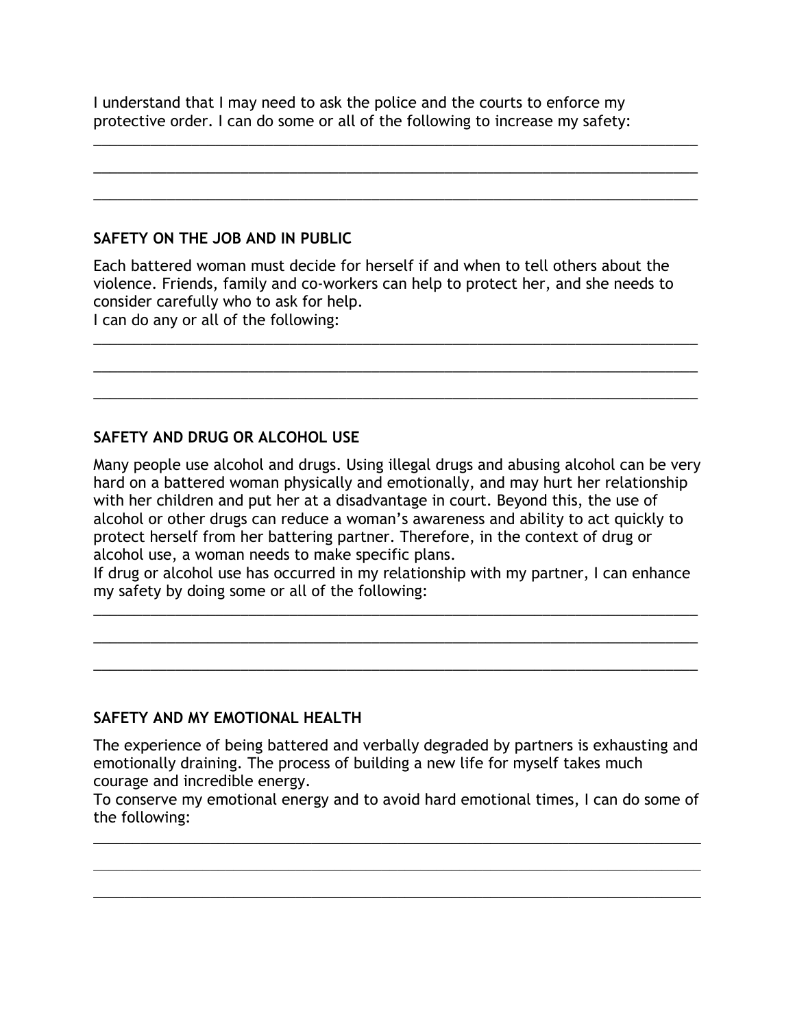I understand that I may need to ask the police and the courts to enforce my protective order. I can do some or all of the following to increase my safety:

______________________________________________________________________________

______________________________________________________________________________

______________________________________________________________________________

**SAFETY ON THE JOB AND IN PUBLIC**

Each battered woman must decide for herself if and when to tell others about the violence. Friends, family and co-workers can help to protect her, and she needs to consider carefully who to ask for help.
I can do any or all of the following:

______________________________________________________________________________

______________________________________________________________________________

______________________________________________________________________________

**SAFETY AND DRUG OR ALCOHOL USE**

Many people use alcohol and drugs. Using illegal drugs and abusing alcohol can be very hard on a battered woman physically and emotionally, and may hurt her relationship with her children and put her at a disadvantage in court. Beyond this, the use of alcohol or other drugs can reduce a woman's awareness and ability to act quickly to protect herself from her battering partner. Therefore, in the context of drug or alcohol use, a woman needs to make specific plans.
If drug or alcohol use has occurred in my relationship with my partner, I can enhance my safety by doing some or all of the following:

______________________________________________________________________________

______________________________________________________________________________

______________________________________________________________________________

**SAFETY AND MY EMOTIONAL HEALTH**

The experience of being battered and verbally degraded by partners is exhausting and emotionally draining. The process of building a new life for myself takes much courage and incredible energy.
To conserve my emotional energy and to avoid hard emotional times, I can do some of the following:

______________________________________________________________________________

______________________________________________________________________________

______________________________________________________________________________